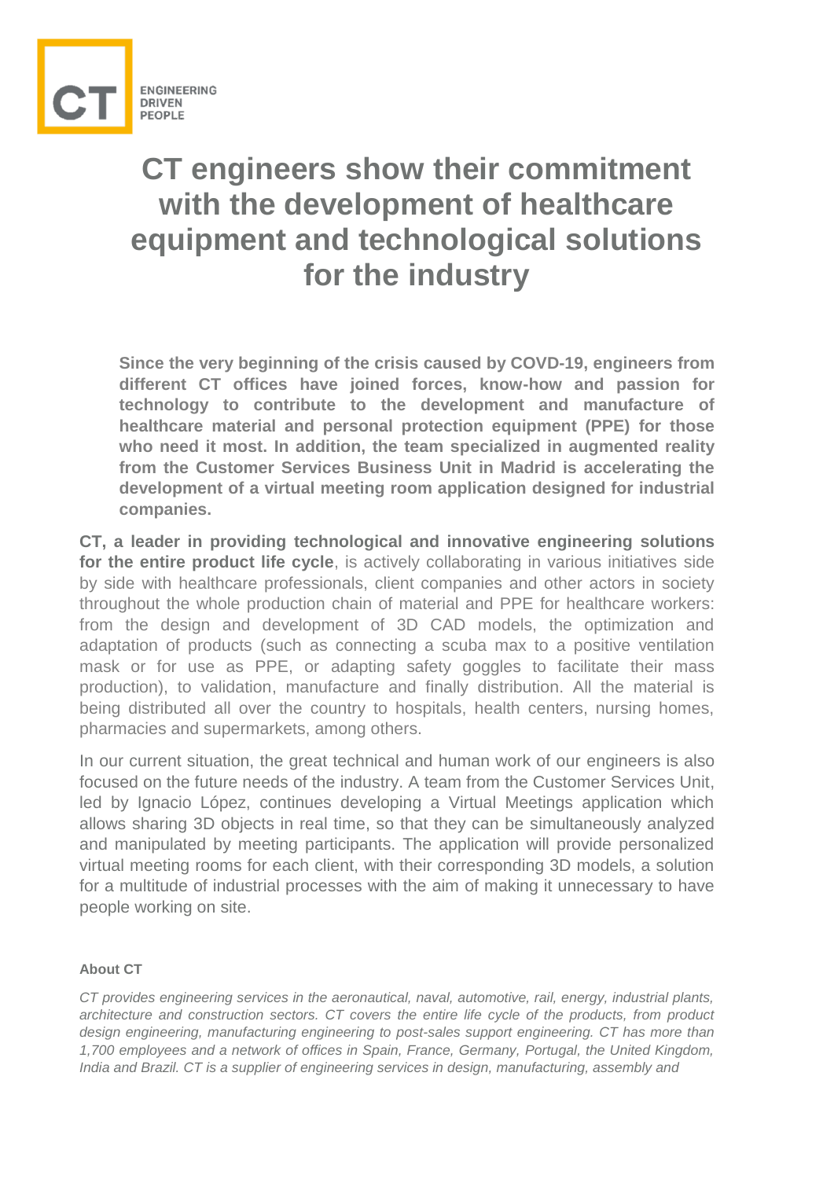CT

ENGINEERING
DRIVEN
PEOPLE

# CT engineers show their commitment with the development of healthcare equipment and technological solutions for the industry

**Since the very beginning of the crisis caused by COVD-19, engineers from different CT offices have joined forces, know-how and passion for technology to contribute to the development and manufacture of healthcare material and personal protection equipment (PPE) for those who need it most. In addition, the team specialized in augmented reality from the Customer Services Business Unit in Madrid is accelerating the development of a virtual meeting room application designed for industrial companies.**

**CT, a leader in providing technological and innovative engineering solutions for the entire product life cycle**, is actively collaborating in various initiatives side by side with healthcare professionals, client companies and other actors in society throughout the whole production chain of material and PPE for healthcare workers: from the design and development of 3D CAD models, the optimization and adaptation of products (such as connecting a scuba max to a positive ventilation mask or for use as PPE, or adapting safety goggles to facilitate their mass production), to validation, manufacture and finally distribution. All the material is being distributed all over the country to hospitals, health centers, nursing homes, pharmacies and supermarkets, among others.

In our current situation, the great technical and human work of our engineers is also focused on the future needs of the industry. A team from the Customer Services Unit, led by Ignacio López, continues developing a Virtual Meetings application which allows sharing 3D objects in real time, so that they can be simultaneously analyzed and manipulated by meeting participants. The application will provide personalized virtual meeting rooms for each client, with their corresponding 3D models, a solution for a multitude of industrial processes with the aim of making it unnecessary to have people working on site.

**About CT**

*CT provides engineering services in the aeronautical, naval, automotive, rail, energy, industrial plants, architecture and construction sectors. CT covers the entire life cycle of the products, from product design engineering, manufacturing engineering to post-sales support engineering. CT has more than 1,700 employees and a network of offices in Spain, France, Germany, Portugal, the United Kingdom, India and Brazil. CT is a supplier of engineering services in design, manufacturing, assembly and*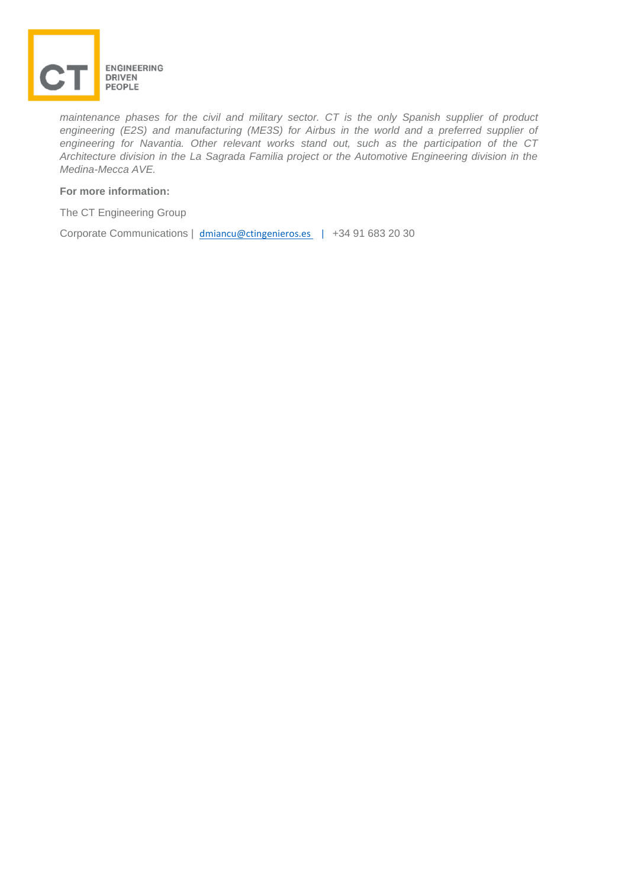*maintenance phases for the civil and military sector. CT is the only Spanish supplier of product engineering (E2S) and manufacturing (ME3S) for Airbus in the world and a preferred supplier of engineering for Navantia. Other relevant works stand out, such as the participation of the CT Architecture division in the La Sagrada Familia project or the Automotive Engineering division in the Medina-Mecca AVE.*

**For more information:**

The CT Engineering Group

Corporate Communications | dmiancu@ctingenieros.es | +34 91 683 20 30